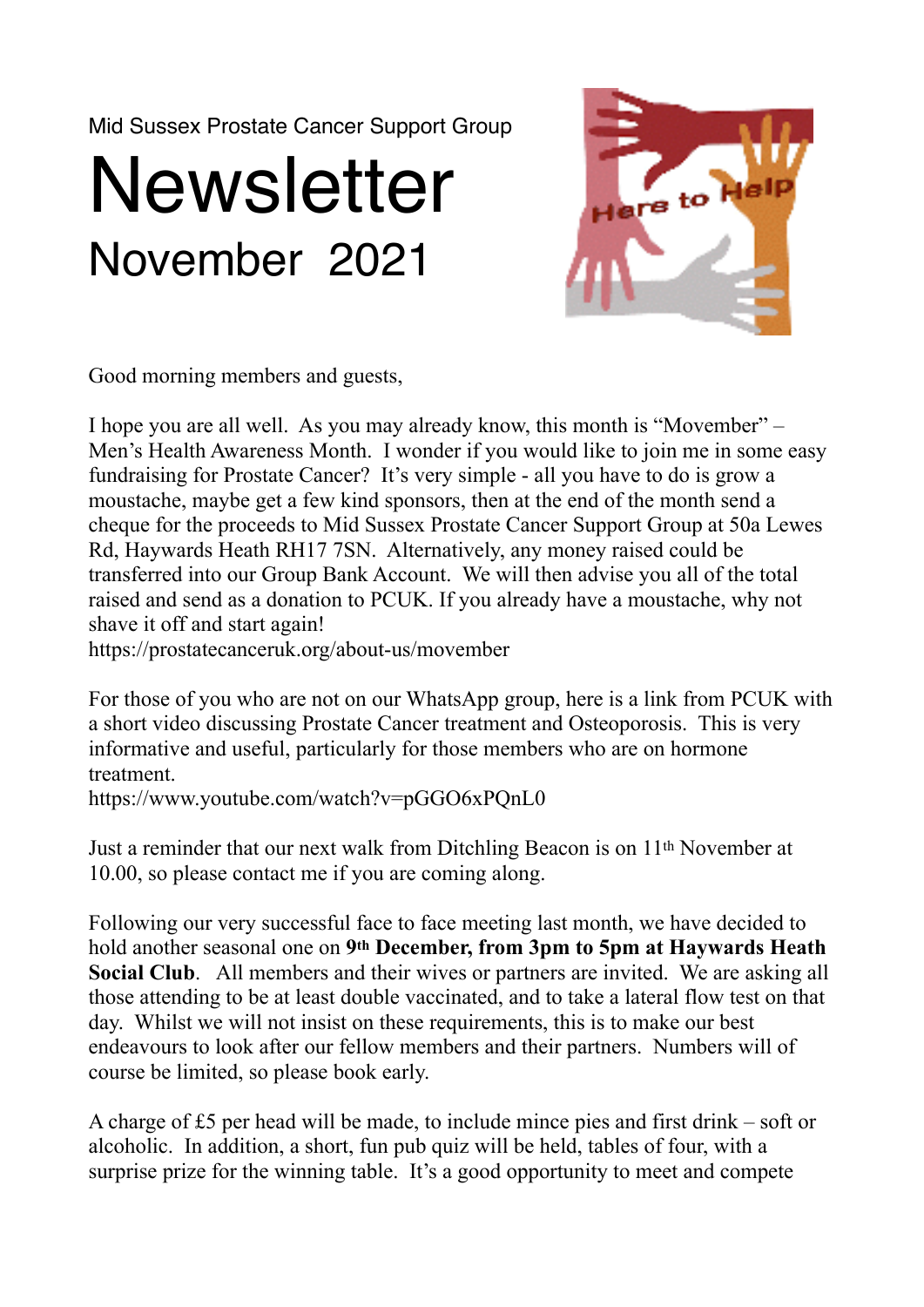Mid Sussex Prostate Cancer Support Group

# Newsletter

## November 2021

Good morning members and guests,

I hope you are all well. As you may already know, this month is "Movember" – Men's Health Awareness Month. I wonder if you would like to join me in some easy fundraising for Prostate Cancer? It's very simple - all you have to do is grow a moustache, maybe get a few kind sponsors, then at the end of the month send a cheque for the proceeds to Mid Sussex Prostate Cancer Support Group at 50a Lewes Rd, Haywards Heath RH17 7SN. Alternatively, any money raised could be transferred into our Group Bank Account. We will then advise you all of the total raised and send as a donation to PCUK. If you already have a moustache, why not shave it off and start again!
https://prostatecanceruk.org/about-us/movember

For those of you who are not on our WhatsApp group, here is a link from PCUK with a short video discussing Prostate Cancer treatment and Osteoporosis. This is very informative and useful, particularly for those members who are on hormone treatment.
https://www.youtube.com/watch?v=pGGO6xPQnL0

Just a reminder that our next walk from Ditchling Beacon is on 11th November at 10.00, so please contact me if you are coming along.

Following our very successful face to face meeting last month, we have decided to hold another seasonal one on **9th December, from 3pm to 5pm at Haywards Heath Social Club**. All members and their wives or partners are invited. We are asking all those attending to be at least double vaccinated, and to take a lateral flow test on that day. Whilst we will not insist on these requirements, this is to make our best endeavours to look after our fellow members and their partners. Numbers will of course be limited, so please book early.

A charge of £5 per head will be made, to include mince pies and first drink – soft or alcoholic. In addition, a short, fun pub quiz will be held, tables of four, with a surprise prize for the winning table. It's a good opportunity to meet and compete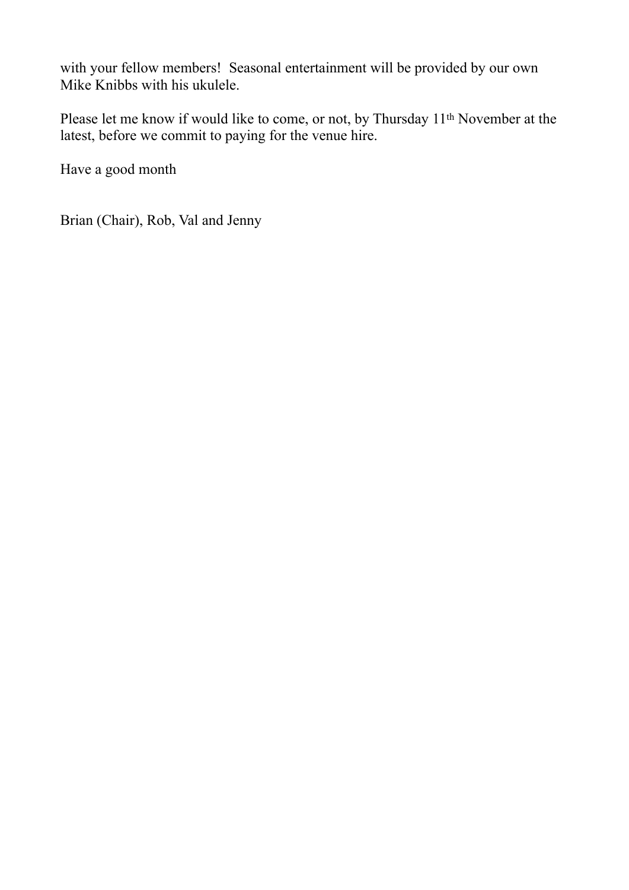with your fellow members!  Seasonal entertainment will be provided by our own Mike Knibbs with his ukulele.

Please let me know if would like to come, or not, by Thursday 11th November at the latest, before we commit to paying for the venue hire.

Have a good month

Brian (Chair), Rob, Val and Jenny